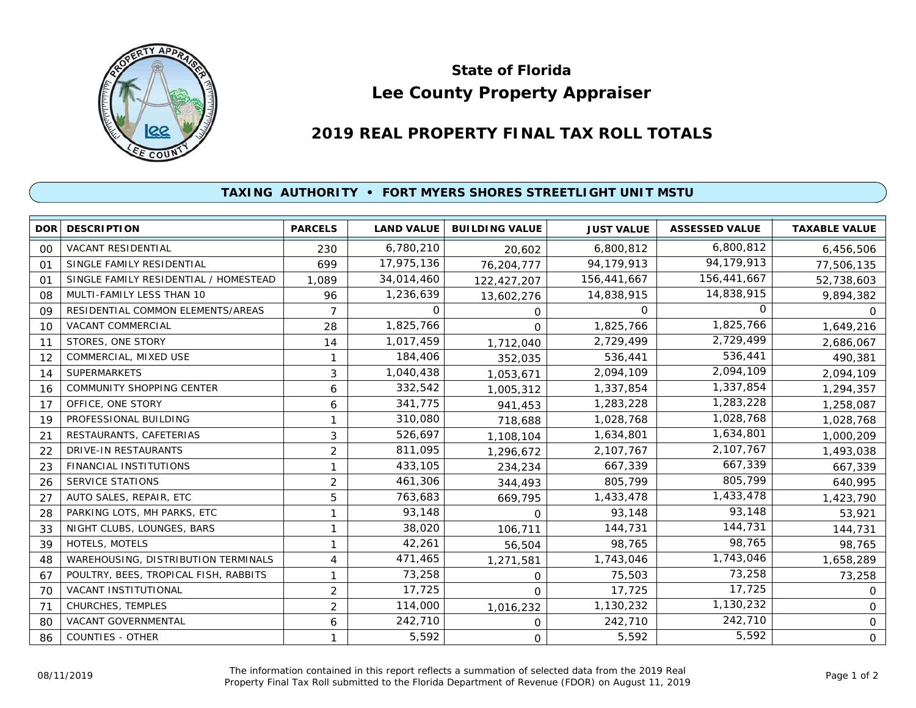# State of Florida
# Lee County Property Appraiser

## 2019 REAL PROPERTY FINAL TAX ROLL TOTALS

### TAXING AUTHORITY • FORT MYERS SHORES STREETLIGHT UNIT MSTU

| DOR | DESCRIPTION | PARCELS | LAND VALUE | BUILDING VALUE | JUST VALUE | ASSESSED VALUE | TAXABLE VALUE |
|---|---|---|---|---|---|---|---|
| 00 | VACANT RESIDENTIAL | 230 | 6,780,210 | 20,602 | 6,800,812 | 6,800,812 | 6,456,506 |
| 01 | SINGLE FAMILY RESIDENTIAL | 699 | 17,975,136 | 76,204,777 | 94,179,913 | 94,179,913 | 77,506,135 |
| 01 | SINGLE FAMILY RESIDENTIAL / HOMESTEAD | 1,089 | 34,014,460 | 122,427,207 | 156,441,667 | 156,441,667 | 52,738,603 |
| 08 | MULTI-FAMILY LESS THAN 10 | 96 | 1,236,639 | 13,602,276 | 14,838,915 | 14,838,915 | 9,894,382 |
| 09 | RESIDENTIAL COMMON ELEMENTS/AREAS | 7 | 0 | 0 | 0 | 0 | 0 |
| 10 | VACANT COMMERCIAL | 28 | 1,825,766 | 0 | 1,825,766 | 1,825,766 | 1,649,216 |
| 11 | STORES, ONE STORY | 14 | 1,017,459 | 1,712,040 | 2,729,499 | 2,729,499 | 2,686,067 |
| 12 | COMMERCIAL, MIXED USE | 1 | 184,406 | 352,035 | 536,441 | 536,441 | 490,381 |
| 14 | SUPERMARKETS | 3 | 1,040,438 | 1,053,671 | 2,094,109 | 2,094,109 | 2,094,109 |
| 16 | COMMUNITY SHOPPING CENTER | 6 | 332,542 | 1,005,312 | 1,337,854 | 1,337,854 | 1,294,357 |
| 17 | OFFICE, ONE STORY | 6 | 341,775 | 941,453 | 1,283,228 | 1,283,228 | 1,258,087 |
| 19 | PROFESSIONAL BUILDING | 1 | 310,080 | 718,688 | 1,028,768 | 1,028,768 | 1,028,768 |
| 21 | RESTAURANTS, CAFETERIAS | 3 | 526,697 | 1,108,104 | 1,634,801 | 1,634,801 | 1,000,209 |
| 22 | DRIVE-IN RESTAURANTS | 2 | 811,095 | 1,296,672 | 2,107,767 | 2,107,767 | 1,493,038 |
| 23 | FINANCIAL INSTITUTIONS | 1 | 433,105 | 234,234 | 667,339 | 667,339 | 667,339 |
| 26 | SERVICE STATIONS | 2 | 461,306 | 344,493 | 805,799 | 805,799 | 640,995 |
| 27 | AUTO SALES, REPAIR, ETC | 5 | 763,683 | 669,795 | 1,433,478 | 1,433,478 | 1,423,790 |
| 28 | PARKING LOTS, MH PARKS, ETC | 1 | 93,148 | 0 | 93,148 | 93,148 | 53,921 |
| 33 | NIGHT CLUBS, LOUNGES, BARS | 1 | 38,020 | 106,711 | 144,731 | 144,731 | 144,731 |
| 39 | HOTELS, MOTELS | 1 | 42,261 | 56,504 | 98,765 | 98,765 | 98,765 |
| 48 | WAREHOUSING, DISTRIBUTION TERMINALS | 4 | 471,465 | 1,271,581 | 1,743,046 | 1,743,046 | 1,658,289 |
| 67 | POULTRY, BEES, TROPICAL FISH, RABBITS | 1 | 73,258 | 0 | 75,503 | 73,258 | 73,258 |
| 70 | VACANT INSTITUTIONAL | 2 | 17,725 | 0 | 17,725 | 17,725 | 0 |
| 71 | CHURCHES, TEMPLES | 2 | 114,000 | 1,016,232 | 1,130,232 | 1,130,232 | 0 |
| 80 | VACANT GOVERNMENTAL | 6 | 242,710 | 0 | 242,710 | 242,710 | 0 |
| 86 | COUNTIES - OTHER | 1 | 5,592 | 0 | 5,592 | 5,592 | 0 |

08/11/2019

The information contained in this report reflects a summation of selected data from the 2019 Real Property Final Tax Roll submitted to the Florida Department of Revenue (FDOR) on August 11, 2019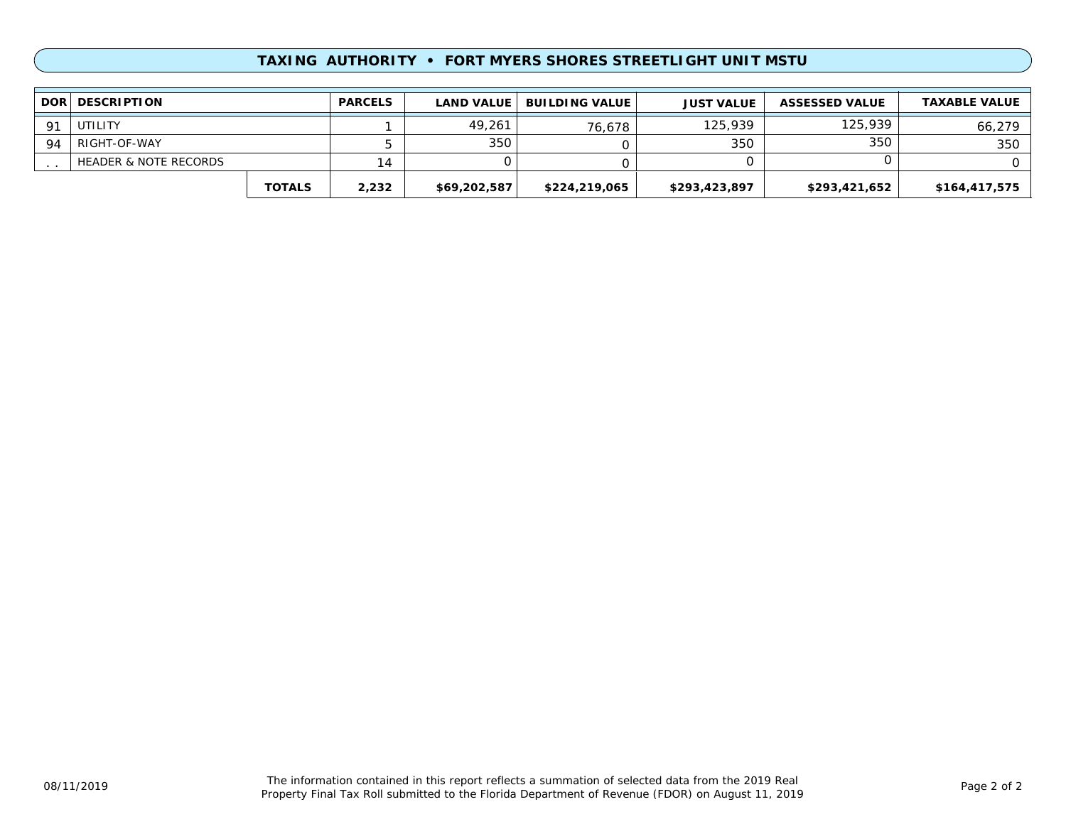## TAXING AUTHORITY • FORT MYERS SHORES STREETLIGHT UNIT MSTU

| DOR | DESCRIPTION | PARCELS | LAND VALUE | BUILDING VALUE | JUST VALUE | ASSESSED VALUE | TAXABLE VALUE |
|---|---|---|---|---|---|---|---|
| 91 | UTILITY | 1 | 49,261 | 76,678 | 125,939 | 125,939 | 66,279 |
| 94 | RIGHT-OF-WAY | 5 | 350 | 0 | 350 | 350 | 350 |
| . . | HEADER & NOTE RECORDS | 14 | 0 | 0 | 0 | 0 | 0 |
| | **TOTALS** | **2,232** | **$69,202,587** | **$224,219,065** | **$293,423,897** | **$293,421,652** | **$164,417,575** |

08/11/2019

The information contained in this report reflects a summation of selected data from the 2019 Real Property Final Tax Roll submitted to the Florida Department of Revenue (FDOR) on August 11, 2019